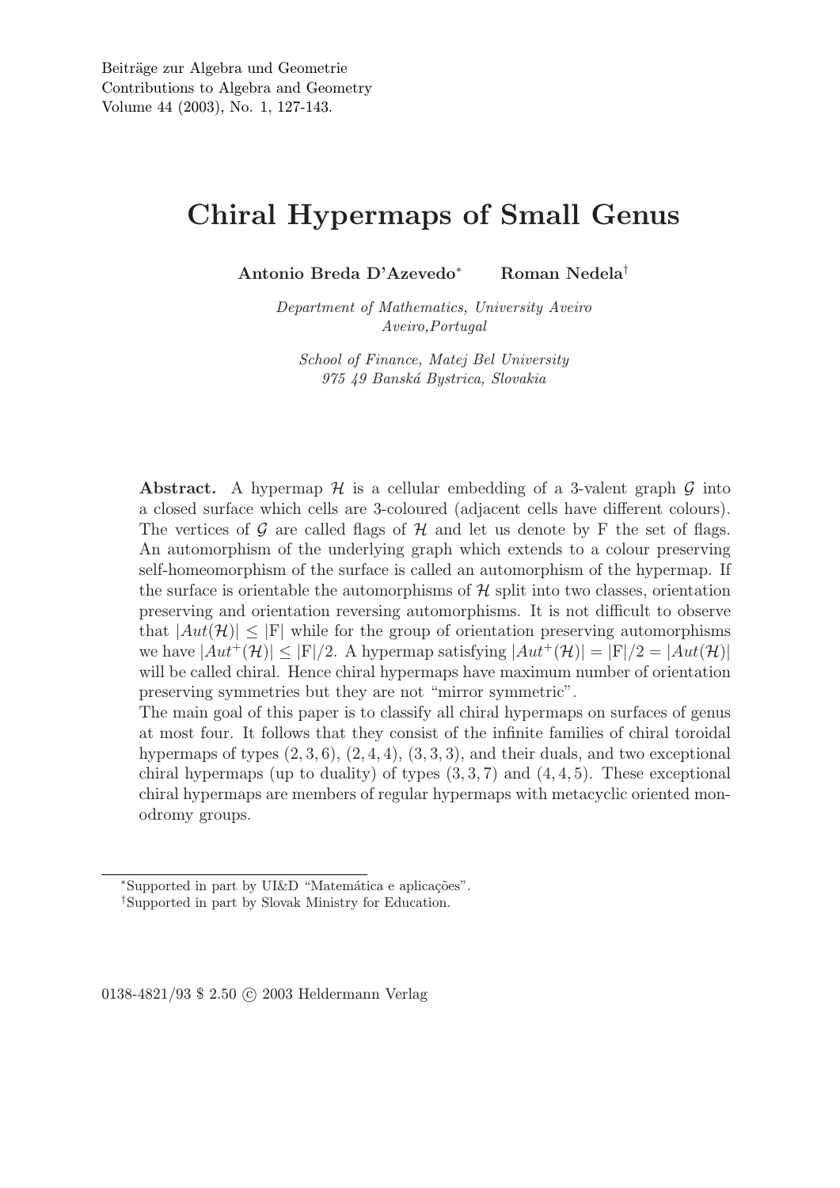# Chiral Hypermaps of Small Genus

**Antonio Breda D'Azevedo**[*] **Roman Nedela**[†]

*Department of Mathematics, University Aveiro*
*Aveiro, Portugal*

*School of Finance, Matej Bel University*
*975 49 Banská Bystrica, Slovakia*

**Abstract.** A hypermap $\mathcal{H}$ is a cellular embedding of a 3-valent graph $\mathcal{G}$ into a closed surface which cells are 3-coloured (adjacent cells have different colours). The vertices of $\mathcal{G}$ are called flags of $\mathcal{H}$ and let us denote by F the set of flags. An automorphism of the underlying graph which extends to a colour preserving self-homeomorphism of the surface is called an automorphism of the hypermap. If the surface is orientable the automorphisms of $\mathcal{H}$ split into two classes, orientation preserving and orientation reversing automorphisms. It is not difficult to observe that $|Aut(\mathcal{H})| \leq |\mathrm{F}|$ while for the group of orientation preserving automorphisms we have $|Aut^+(\mathcal{H})| \leq |\mathrm{F}|/2$. A hypermap satisfying $|Aut^+(\mathcal{H})| = |\mathrm{F}|/2 = |Aut(\mathcal{H})|$ will be called chiral. Hence chiral hypermaps have maximum number of orientation preserving symmetries but they are not "mirror symmetric".

The main goal of this paper is to classify all chiral hypermaps on surfaces of genus at most four. It follows that they consist of the infinite families of chiral toroidal hypermaps of types $(2, 3, 6)$, $(2, 4, 4)$, $(3, 3, 3)$, and their duals, and two exceptional chiral hypermaps (up to duality) of types $(3, 3, 7)$ and $(4, 4, 5)$. These exceptional chiral hypermaps are members of regular hypermaps with metacyclic oriented monodromy groups.

---

[*] Supported in part by UI&D "Matemática e aplicações".

[†] Supported in part by Slovak Ministry for Education.

0138-4821/93 $ 2.50 © 2003 Heldermann Verlag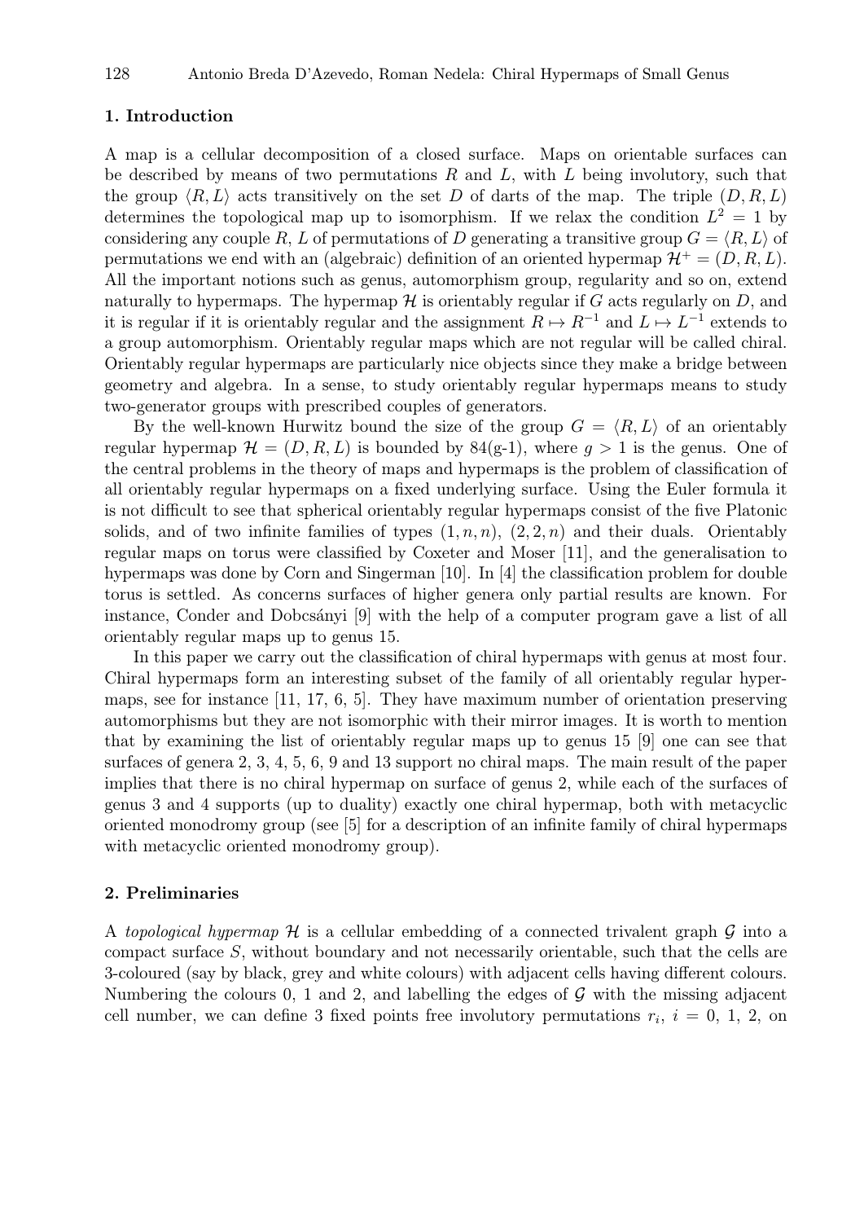## 1. Introduction

A map is a cellular decomposition of a closed surface. Maps on orientable surfaces can be described by means of two permutations $R$ and $L$, with $L$ being involutory, such that the group $\langle R, L\rangle$ acts transitively on the set $D$ of darts of the map. The triple $(D, R, L)$ determines the topological map up to isomorphism. If we relax the condition $L^2 = 1$ by considering any couple $R$, $L$ of permutations of $D$ generating a transitive group $G = \langle R, L\rangle$ of permutations we end with an (algebraic) definition of an oriented hypermap $\mathcal{H}^+ = (D, R, L)$. All the important notions such as genus, automorphism group, regularity and so on, extend naturally to hypermaps. The hypermap $\mathcal{H}$ is orientably regular if $G$ acts regularly on $D$, and it is regular if it is orientably regular and the assignment $R \mapsto R^{-1}$ and $L \mapsto L^{-1}$ extends to a group automorphism. Orientably regular maps which are not regular will be called chiral. Orientably regular hypermaps are particularly nice objects since they make a bridge between geometry and algebra. In a sense, to study orientably regular hypermaps means to study two-generator groups with prescribed couples of generators.

By the well-known Hurwitz bound the size of the group $G = \langle R, L\rangle$ of an orientably regular hypermap $\mathcal{H} = (D, R, L)$ is bounded by 84(g-1), where $g > 1$ is the genus. One of the central problems in the theory of maps and hypermaps is the problem of classification of all orientably regular hypermaps on a fixed underlying surface. Using the Euler formula it is not difficult to see that spherical orientably regular hypermaps consist of the five Platonic solids, and of two infinite families of types $(1, n, n)$, $(2, 2, n)$ and their duals. Orientably regular maps on torus were classified by Coxeter and Moser [11], and the generalisation to hypermaps was done by Corn and Singerman [10]. In [4] the classification problem for double torus is settled. As concerns surfaces of higher genera only partial results are known. For instance, Conder and Dobcsányi [9] with the help of a computer program gave a list of all orientably regular maps up to genus 15.

In this paper we carry out the classification of chiral hypermaps with genus at most four. Chiral hypermaps form an interesting subset of the family of all orientably regular hypermaps, see for instance [11, 17, 6, 5]. They have maximum number of orientation preserving automorphisms but they are not isomorphic with their mirror images. It is worth to mention that by examining the list of orientably regular maps up to genus 15 [9] one can see that surfaces of genera 2, 3, 4, 5, 6, 9 and 13 support no chiral maps. The main result of the paper implies that there is no chiral hypermap on surface of genus 2, while each of the surfaces of genus 3 and 4 supports (up to duality) exactly one chiral hypermap, both with metacyclic oriented monodromy group (see [5] for a description of an infinite family of chiral hypermaps with metacyclic oriented monodromy group).

## 2. Preliminaries

A *topological hypermap* $\mathcal{H}$ is a cellular embedding of a connected trivalent graph $\mathcal{G}$ into a compact surface $S$, without boundary and not necessarily orientable, such that the cells are 3-coloured (say by black, grey and white colours) with adjacent cells having different colours. Numbering the colours 0, 1 and 2, and labelling the edges of $\mathcal{G}$ with the missing adjacent cell number, we can define 3 fixed points free involutory permutations $r_i$, $i = 0, 1, 2$, on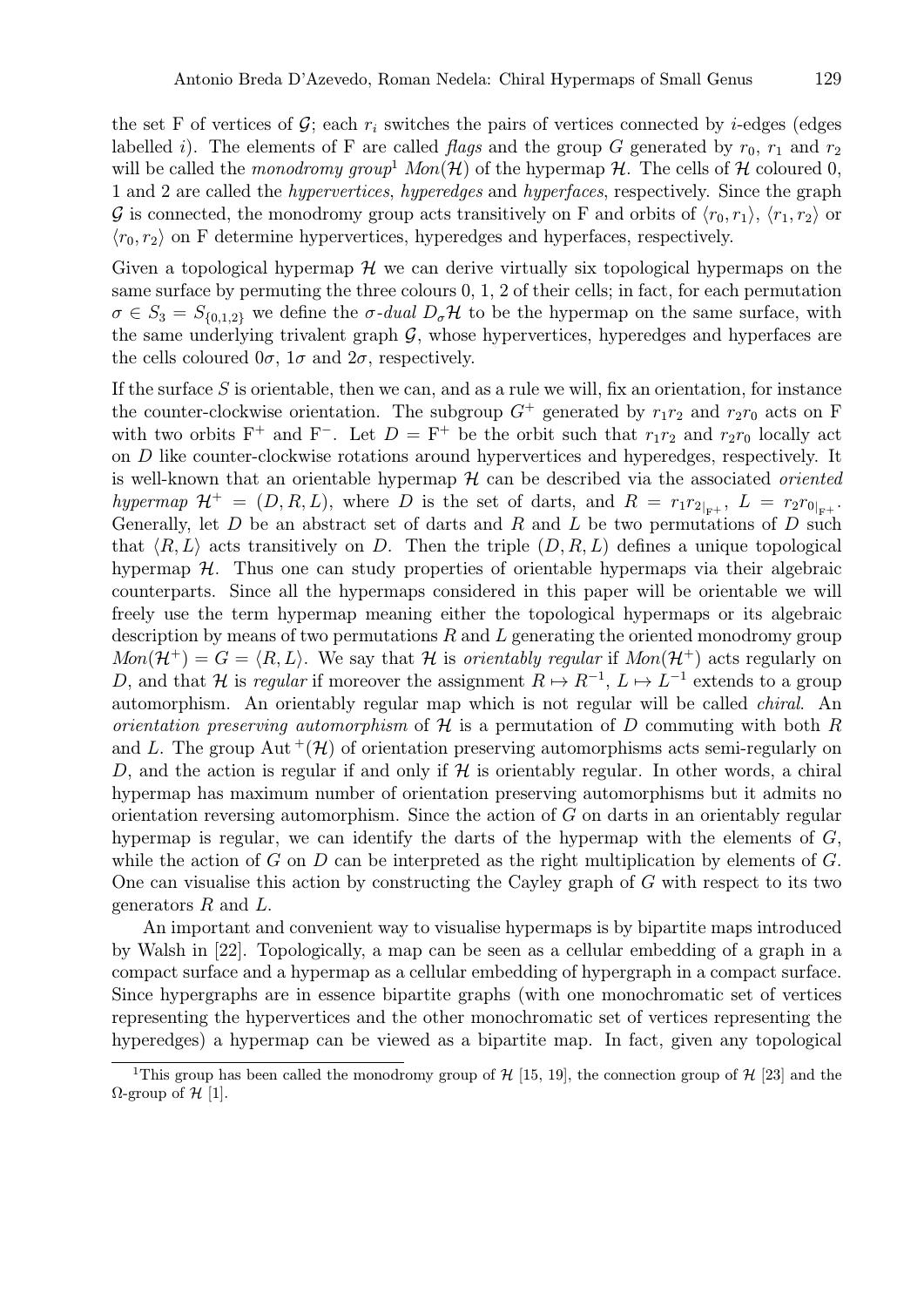the set F of vertices of $\mathcal{G}$; each $r_i$ switches the pairs of vertices connected by $i$-edges (edges labelled $i$). The elements of F are called *flags* and the group $G$ generated by $r_0$, $r_1$ and $r_2$ will be called the *monodromy group*[1] $Mon(\mathcal{H})$ of the hypermap $\mathcal{H}$. The cells of $\mathcal{H}$ coloured 0, 1 and 2 are called the *hypervertices*, *hyperedges* and *hyperfaces*, respectively. Since the graph $\mathcal{G}$ is connected, the monodromy group acts transitively on F and orbits of $\langle r_0, r_1\rangle$, $\langle r_1, r_2\rangle$ or $\langle r_0, r_2\rangle$ on F determine hypervertices, hyperedges and hyperfaces, respectively.

Given a topological hypermap $\mathcal{H}$ we can derive virtually six topological hypermaps on the same surface by permuting the three colours 0, 1, 2 of their cells; in fact, for each permutation $\sigma \in S_3 = S_{\{0,1,2\}}$ we define the *$\sigma$-dual* $D_\sigma\mathcal{H}$ to be the hypermap on the same surface, with the same underlying trivalent graph $\mathcal{G}$, whose hypervertices, hyperedges and hyperfaces are the cells coloured $0\sigma$, $1\sigma$ and $2\sigma$, respectively.

If the surface $S$ is orientable, then we can, and as a rule we will, fix an orientation, for instance the counter-clockwise orientation. The subgroup $G^+$ generated by $r_1r_2$ and $r_2r_0$ acts on F with two orbits $\mathrm{F}^+$ and $\mathrm{F}^-$. Let $D = \mathrm{F}^+$ be the orbit such that $r_1r_2$ and $r_2r_0$ locally act on $D$ like counter-clockwise rotations around hypervertices and hyperedges, respectively. It is well-known that an orientable hypermap $\mathcal{H}$ can be described via the associated *oriented hypermap* $\mathcal{H}^+ = (D, R, L)$, where $D$ is the set of darts, and $R = r_1r_{2|_{\mathrm{F}^+}}$, $L = r_2r_{0|_{\mathrm{F}^+}}$. Generally, let $D$ be an abstract set of darts and $R$ and $L$ be two permutations of $D$ such that $\langle R, L\rangle$ acts transitively on $D$. Then the triple $(D, R, L)$ defines a unique topological hypermap $\mathcal{H}$. Thus one can study properties of orientable hypermaps via their algebraic counterparts. Since all the hypermaps considered in this paper will be orientable we will freely use the term hypermap meaning either the topological hypermaps or its algebraic description by means of two permutations $R$ and $L$ generating the oriented monodromy group $Mon(\mathcal{H}^+) = G = \langle R, L\rangle$. We say that $\mathcal{H}$ is *orientably regular* if $Mon(\mathcal{H}^+)$ acts regularly on $D$, and that $\mathcal{H}$ is *regular* if moreover the assignment $R \mapsto R^{-1}$, $L \mapsto L^{-1}$ extends to a group automorphism. An orientably regular map which is not regular will be called *chiral*. An *orientation preserving automorphism* of $\mathcal{H}$ is a permutation of $D$ commuting with both $R$ and $L$. The group $\mathrm{Aut}^+(\mathcal{H})$ of orientation preserving automorphisms acts semi-regularly on $D$, and the action is regular if and only if $\mathcal{H}$ is orientably regular. In other words, a chiral hypermap has maximum number of orientation preserving automorphisms but it admits no orientation reversing automorphism. Since the action of $G$ on darts in an orientably regular hypermap is regular, we can identify the darts of the hypermap with the elements of $G$, while the action of $G$ on $D$ can be interpreted as the right multiplication by elements of $G$. One can visualise this action by constructing the Cayley graph of $G$ with respect to its two generators $R$ and $L$.

An important and convenient way to visualise hypermaps is by bipartite maps introduced by Walsh in [22]. Topologically, a map can be seen as a cellular embedding of a graph in a compact surface and a hypermap as a cellular embedding of hypergraph in a compact surface. Since hypergraphs are in essence bipartite graphs (with one monochromatic set of vertices representing the hypervertices and the other monochromatic set of vertices representing the hyperedges) a hypermap can be viewed as a bipartite map. In fact, given any topological

[1] This group has been called the monodromy group of $\mathcal{H}$ [15, 19], the connection group of $\mathcal{H}$ [23] and the $\Omega$-group of $\mathcal{H}$ [1].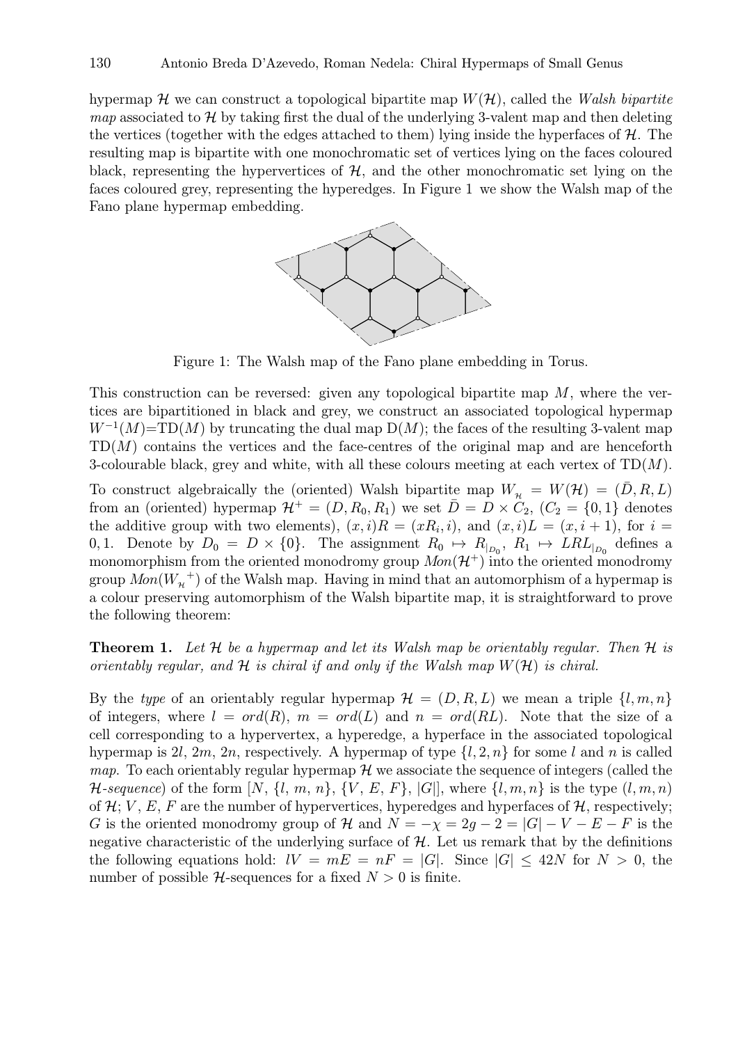hypermap $\mathcal{H}$ we can construct a topological bipartite map $W(\mathcal{H})$, called the *Walsh bipartite map* associated to $\mathcal{H}$ by taking first the dual of the underlying 3-valent map and then deleting the vertices (together with the edges attached to them) lying inside the hyperfaces of $\mathcal{H}$. The resulting map is bipartite with one monochromatic set of vertices lying on the faces coloured black, representing the hypervertices of $\mathcal{H}$, and the other monochromatic set lying on the faces coloured grey, representing the hyperedges. In Figure 1 we show the Walsh map of the Fano plane hypermap embedding.

Figure 1: The Walsh map of the Fano plane embedding in Torus.

This construction can be reversed: given any topological bipartite map $M$, where the vertices are bipartitioned in black and grey, we construct an associated topological hypermap $W^{-1}(M)=\mathrm{TD}(M)$ by truncating the dual map $\mathrm{D}(M)$; the faces of the resulting 3-valent map $\mathrm{TD}(M)$ contains the vertices and the face-centres of the original map and are henceforth 3-colourable black, grey and white, with all these colours meeting at each vertex of $\mathrm{TD}(M)$.

To construct algebraically the (oriented) Walsh bipartite map $W_{_\mathcal{H}} = W(\mathcal{H}) = (\bar{D}, R, L)$ from an (oriented) hypermap $\mathcal{H}^+ = (D, R_0, R_1)$ we set $\bar{D} = D \times C_2$, ($C_2 = \{0, 1\}$ denotes the additive group with two elements), $(x, i)R = (xR_i, i)$, and $(x, i)L = (x, i+1)$, for $i = 0, 1$. Denote by $D_0 = D \times \{0\}$. The assignment $R_0 \mapsto R_{|_{D_0}}$, $R_1 \mapsto LRL_{|_{D_0}}$ defines a monomorphism from the oriented monodromy group $Mon(\mathcal{H}^+)$ into the oriented monodromy group $Mon({W_{_\mathcal{H}}}^+)$ of the Walsh map. Having in mind that an automorphism of a hypermap is a colour preserving automorphism of the Walsh bipartite map, it is straightforward to prove the following theorem:

**Theorem 1.** *Let $\mathcal{H}$ be a hypermap and let its Walsh map be orientably regular. Then $\mathcal{H}$ is orientably regular, and $\mathcal{H}$ is chiral if and only if the Walsh map $W(\mathcal{H})$ is chiral.*

By the *type* of an orientably regular hypermap $\mathcal{H} = (D, R, L)$ we mean a triple $\{l, m, n\}$ of integers, where $l = ord(R)$, $m = ord(L)$ and $n = ord(RL)$. Note that the size of a cell corresponding to a hypervertex, a hyperedge, a hyperface in the associated topological hypermap is $2l$, $2m$, $2n$, respectively. A hypermap of type $\{l, 2, n\}$ for some $l$ and $n$ is called *map*. To each orientably regular hypermap $\mathcal{H}$ we associate the sequence of integers (called the *$\mathcal{H}$-sequence*) of the form $[N, \{l, m, n\}, \{V, E, F\}, |G|]$, where $\{l, m, n\}$ is the type $(l, m, n)$ of $\mathcal{H}$; $V$, $E$, $F$ are the number of hypervertices, hyperedges and hyperfaces of $\mathcal{H}$, respectively; $G$ is the oriented monodromy group of $\mathcal{H}$ and $N = -\chi = 2g - 2 = |G| - V - E - F$ is the negative characteristic of the underlying surface of $\mathcal{H}$. Let us remark that by the definitions the following equations hold: $lV = mE = nF = |G|$. Since $|G| \leq 42N$ for $N > 0$, the number of possible $\mathcal{H}$-sequences for a fixed $N > 0$ is finite.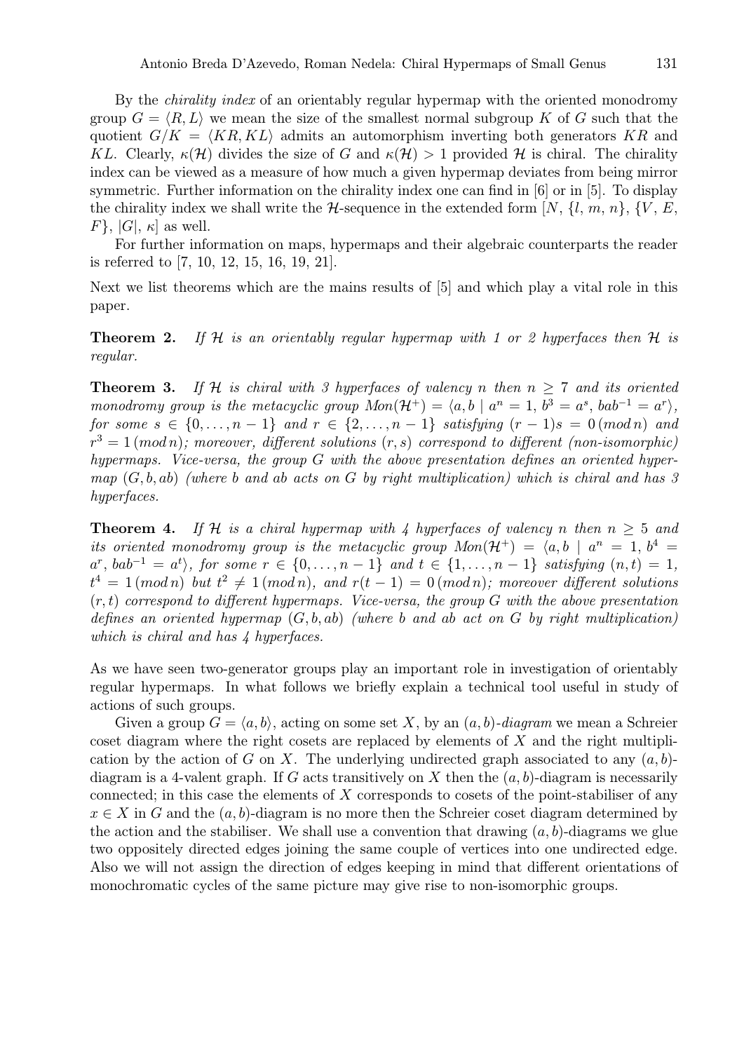By the *chirality index* of an orientably regular hypermap with the oriented monodromy group $G = \langle R, L\rangle$ we mean the size of the smallest normal subgroup $K$ of $G$ such that the quotient $G/K = \langle KR, KL\rangle$ admits an automorphism inverting both generators $KR$ and $KL$. Clearly, $\kappa(\mathcal{H})$ divides the size of $G$ and $\kappa(\mathcal{H}) > 1$ provided $\mathcal{H}$ is chiral. The chirality index can be viewed as a measure of how much a given hypermap deviates from being mirror symmetric. Further information on the chirality index one can find in [6] or in [5]. To display the chirality index we shall write the $\mathcal{H}$-sequence in the extended form $[N, \{l, m, n\}, \{V, E, F\}, |G|, \kappa]$ as well.

For further information on maps, hypermaps and their algebraic counterparts the reader is referred to [7, 10, 12, 15, 16, 19, 21].

Next we list theorems which are the mains results of [5] and which play a vital role in this paper.

**Theorem 2.** *If $\mathcal{H}$ is an orientably regular hypermap with 1 or 2 hyperfaces then $\mathcal{H}$ is regular.*

**Theorem 3.** *If $\mathcal{H}$ is chiral with 3 hyperfaces of valency $n$ then $n \geq 7$ and its oriented monodromy group is the metacyclic group $Mon(\mathcal{H}^+) = \langle a, b \mid a^n = 1,\ b^3 = a^s,\ bab^{-1} = a^r\rangle$, for some $s \in \{0, \ldots, n-1\}$ and $r \in \{2, \ldots, n-1\}$ satisfying $(r-1)s = 0\,(mod\, n)$ and $r^3 = 1\,(mod\, n)$; moreover, different solutions $(r, s)$ correspond to different (non-isomorphic) hypermaps. Vice-versa, the group $G$ with the above presentation defines an oriented hypermap $(G, b, ab)$ (where $b$ and $ab$ acts on $G$ by right multiplication) which is chiral and has 3 hyperfaces.*

**Theorem 4.** *If $\mathcal{H}$ is a chiral hypermap with 4 hyperfaces of valency $n$ then $n \geq 5$ and its oriented monodromy group is the metacyclic group $Mon(\mathcal{H}^+) = \langle a, b \mid a^n = 1,\ b^4 = a^r,\ bab^{-1} = a^t\rangle$, for some $r \in \{0, \ldots, n-1\}$ and $t \in \{1, \ldots, n-1\}$ satisfying $(n, t) = 1$, $t^4 = 1\,(mod\, n)$ but $t^2 \neq 1\,(mod\, n)$, and $r(t-1) = 0\,(mod\, n)$; moreover different solutions $(r, t)$ correspond to different hypermaps. Vice-versa, the group $G$ with the above presentation defines an oriented hypermap $(G, b, ab)$ (where $b$ and $ab$ act on $G$ by right multiplication) which is chiral and has 4 hyperfaces.*

As we have seen two-generator groups play an important role in investigation of orientably regular hypermaps. In what follows we briefly explain a technical tool useful in study of actions of such groups.

Given a group $G = \langle a, b\rangle$, acting on some set $X$, by an *$(a, b)$-diagram* we mean a Schreier coset diagram where the right cosets are replaced by elements of $X$ and the right multiplication by the action of $G$ on $X$. The underlying undirected graph associated to any $(a, b)$-diagram is a 4-valent graph. If $G$ acts transitively on $X$ then the $(a, b)$-diagram is necessarily connected; in this case the elements of $X$ corresponds to cosets of the point-stabiliser of any $x \in X$ in $G$ and the $(a, b)$-diagram is no more then the Schreier coset diagram determined by the action and the stabiliser. We shall use a convention that drawing $(a, b)$-diagrams we glue two oppositely directed edges joining the same couple of vertices into one undirected edge. Also we will not assign the direction of edges keeping in mind that different orientations of monochromatic cycles of the same picture may give rise to non-isomorphic groups.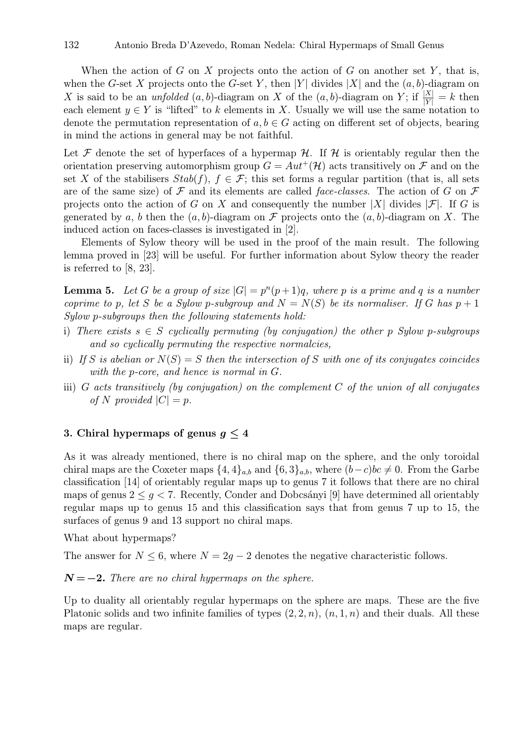When the action of $G$ on $X$ projects onto the action of $G$ on another set $Y$, that is, when the $G$-set $X$ projects onto the $G$-set $Y$, then $|Y|$ divides $|X|$ and the $(a,b)$-diagram on $X$ is said to be an *unfolded* $(a,b)$-diagram on $X$ of the $(a,b)$-diagram on $Y$; if $\frac{|X|}{|Y|} = k$ then each element $y \in Y$ is "lifted" to $k$ elements in $X$. Usually we will use the same notation to denote the permutation representation of $a, b \in G$ acting on different set of objects, bearing in mind the actions in general may be not faithful.

Let $\mathcal{F}$ denote the set of hyperfaces of a hypermap $\mathcal{H}$. If $\mathcal{H}$ is orientably regular then the orientation preserving automorphism group $G = Aut^+(\mathcal{H})$ acts transitively on $\mathcal{F}$ and on the set $X$ of the stabilisers $Stab(f)$, $f \in \mathcal{F}$; this set forms a regular partition (that is, all sets are of the same size) of $\mathcal{F}$ and its elements are called *face-classes*. The action of $G$ on $\mathcal{F}$ projects onto the action of $G$ on $X$ and consequently the number $|X|$ divides $|\mathcal{F}|$. If $G$ is generated by $a$, $b$ then the $(a,b)$-diagram on $\mathcal{F}$ projects onto the $(a,b)$-diagram on $X$. The induced action on faces-classes is investigated in [2].

Elements of Sylow theory will be used in the proof of the main result. The following lemma proved in [23] will be useful. For further information about Sylow theory the reader is referred to [8, 23].

**Lemma 5.** *Let $G$ be a group of size $|G| = p^n(p+1)q$, where $p$ is a prime and $q$ is a number coprime to $p$, let $S$ be a Sylow $p$-subgroup and $N = N(S)$ be its normaliser. If $G$ has $p+1$ Sylow $p$-subgroups then the following statements hold:*

i) *There exists $s \in S$ cyclically permuting (by conjugation) the other $p$ Sylow $p$-subgroups and so cyclically permuting the respective normalcies,*

ii) *If $S$ is abelian or $N(S) = S$ then the intersection of $S$ with one of its conjugates coincides with the $p$-core, and hence is normal in $G$.*

iii) *$G$ acts transitively (by conjugation) on the complement $C$ of the union of all conjugates of $N$ provided $|C| = p$.*

## 3. Chiral hypermaps of genus $g \leq 4$

As it was already mentioned, there is no chiral map on the sphere, and the only toroidal chiral maps are the Coxeter maps $\{4,4\}_{a,b}$ and $\{6,3\}_{a,b}$, where $(b-c)bc \neq 0$. From the Garbe classification [14] of orientably regular maps up to genus 7 it follows that there are no chiral maps of genus $2 \leq g < 7$. Recently, Conder and Dobcsányi [9] have determined all orientably regular maps up to genus 15 and this classification says that from genus 7 up to 15, the surfaces of genus 9 and 13 support no chiral maps.

What about hypermaps?

The answer for $N \leq 6$, where $N = 2g-2$ denotes the negative characteristic follows.

$\boldsymbol{N = -2}$. *There are no chiral hypermaps on the sphere.*

Up to duality all orientably regular hypermaps on the sphere are maps. These are the five Platonic solids and two infinite families of types $(2,2,n)$, $(n,1,n)$ and their duals. All these maps are regular.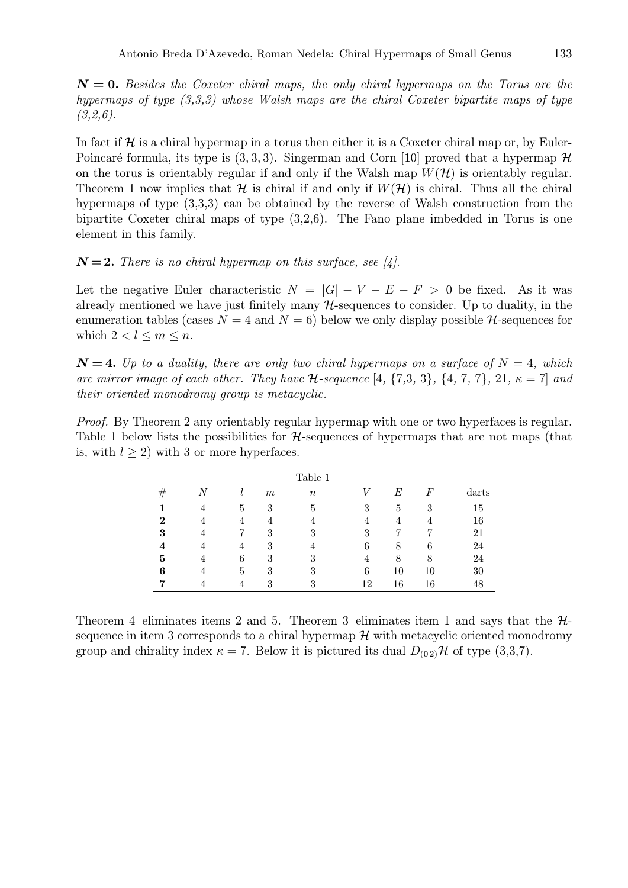$\boldsymbol{N = 0.}$ *Besides the Coxeter chiral maps, the only chiral hypermaps on the Torus are the hypermaps of type (3,3,3) whose Walsh maps are the chiral Coxeter bipartite maps of type (3,2,6).*

In fact if $\mathcal{H}$ is a chiral hypermap in a torus then either it is a Coxeter chiral map or, by Euler-Poincaré formula, its type is $(3,3,3)$. Singerman and Corn [10] proved that a hypermap $\mathcal{H}$ on the torus is orientably regular if and only if the Walsh map $W(\mathcal{H})$ is orientably regular. Theorem 1 now implies that $\mathcal{H}$ is chiral if and only if $W(\mathcal{H})$ is chiral. Thus all the chiral hypermaps of type (3,3,3) can be obtained by the reverse of Walsh construction from the bipartite Coxeter chiral maps of type (3,2,6). The Fano plane imbedded in Torus is one element in this family.

$\boldsymbol{N = 2.}$ *There is no chiral hypermap on this surface, see [4].*

Let the negative Euler characteristic $N = |G| - V - E - F > 0$ be fixed. As it was already mentioned we have just finitely many $\mathcal{H}$-sequences to consider. Up to duality, in the enumeration tables (cases $N = 4$ and $N = 6$) below we only display possible $\mathcal{H}$-sequences for which $2 < l \leq m \leq n$.

$\boldsymbol{N = 4.}$ *Up to a duality, there are only two chiral hypermaps on a surface of $N = 4$, which are mirror image of each other. They have $\mathcal{H}$-sequence $[4, \{7,3, 3\}, \{4, 7, 7\}, 21, \kappa = 7]$ and their oriented monodromy group is metacyclic.*

*Proof.* By Theorem 2 any orientably regular hypermap with one or two hyperfaces is regular. Table 1 below lists the possibilities for $\mathcal{H}$-sequences of hypermaps that are not maps (that is, with $l \geq 2$) with 3 or more hyperfaces.

Table 1

| # | $N$ | $l$ | $m$ | $n$ | $V$ | $E$ | $F$ | darts |
|---|---|---|---|---|---|---|---|---|
| **1** | 4 | 5 | 3 | 5 | 3 | 5 | 3 | 15 |
| **2** | 4 | 4 | 4 | 4 | 4 | 4 | 4 | 16 |
| **3** | 4 | 7 | 3 | 3 | 3 | 7 | 7 | 21 |
| **4** | 4 | 4 | 3 | 4 | 6 | 8 | 6 | 24 |
| **5** | 4 | 6 | 3 | 3 | 4 | 8 | 8 | 24 |
| **6** | 4 | 5 | 3 | 3 | 6 | 10 | 10 | 30 |
| **7** | 4 | 4 | 3 | 3 | 12 | 16 | 16 | 48 |

Theorem 4 eliminates items 2 and 5. Theorem 3 eliminates item 1 and says that the $\mathcal{H}$-sequence in item 3 corresponds to a chiral hypermap $\mathcal{H}$ with metacyclic oriented monodromy group and chirality index $\kappa = 7$. Below it is pictured its dual $D_{(0\,2)}\mathcal{H}$ of type (3,3,7).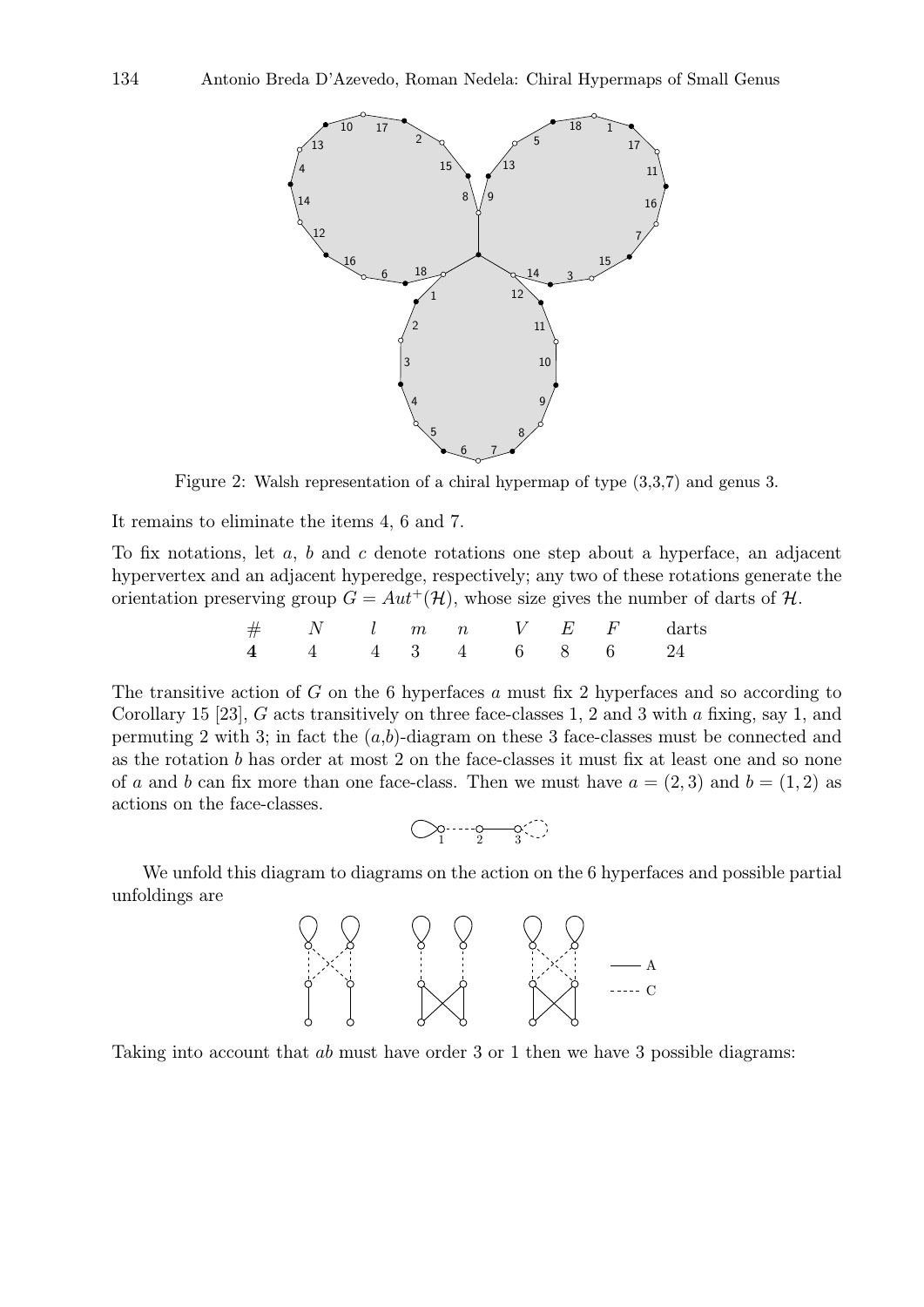Figure 2: Walsh representation of a chiral hypermap of type (3,3,7) and genus 3.

It remains to eliminate the items 4, 6 and 7.

To fix notations, let $a$, $b$ and $c$ denote rotations one step about a hyperface, an adjacent hypervertex and an adjacent hyperedge, respectively; any two of these rotations generate the orientation preserving group $G = Aut^+(\mathcal{H})$, whose size gives the number of darts of $\mathcal{H}$.

| # | $N$ | $l$ | $m$ | $n$ | $V$ | $E$ | $F$ | darts |
|---|---|---|---|---|---|---|---|---|
| **4** | 4 | 4 | 3 | 4 | 6 | 8 | 6 | 24 |

The transitive action of $G$ on the 6 hyperfaces $a$ must fix 2 hyperfaces and so according to Corollary 15 [23], $G$ acts transitively on three face-classes 1, 2 and 3 with $a$ fixing, say 1, and permuting 2 with 3; in fact the $(a,b)$-diagram on these 3 face-classes must be connected and as the rotation $b$ has order at most 2 on the face-classes it must fix at least one and so none of $a$ and $b$ can fix more than one face-class. Then we must have $a = (2, 3)$ and $b = (1, 2)$ as actions on the face-classes.

We unfold this diagram to diagrams on the action on the 6 hyperfaces and possible partial unfoldings are

Taking into account that $ab$ must have order 3 or 1 then we have 3 possible diagrams: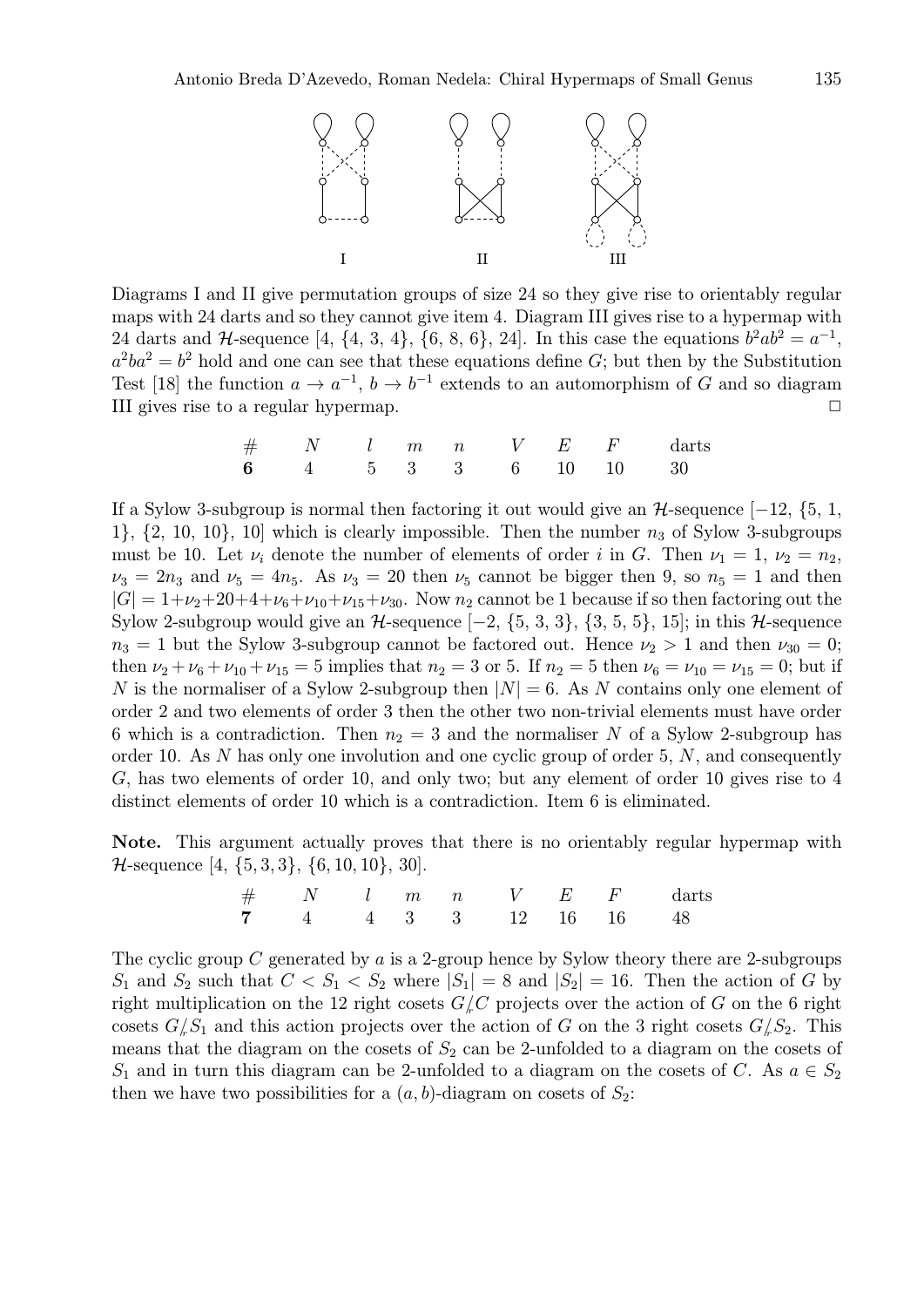I II III

Diagrams I and II give permutation groups of size 24 so they give rise to orientably regular maps with 24 darts and so they cannot give item 4. Diagram III gives rise to a hypermap with 24 darts and $\mathcal{H}$-sequence [4, {4, 3, 4}, {6, 8, 6}, 24]. In this case the equations $b^2ab^2 = a^{-1}$, $a^2ba^2 = b^2$ hold and one can see that these equations define $G$; but then by the Substitution Test [18] the function $a \to a^{-1}$, $b \to b^{-1}$ extends to an automorphism of $G$ and so diagram III gives rise to a regular hypermap. □

| # | $N$ | $l$ | $m$ | $n$ | $V$ | $E$ | $F$ | darts |
|---|---|---|---|---|---|---|---|---|
| **6** | 4 | 5 | 3 | 3 | 6 | 10 | 10 | 30 |

If a Sylow 3-subgroup is normal then factoring it out would give an $\mathcal{H}$-sequence [−12, {5, 1, 1}, {2, 10, 10}, 10] which is clearly impossible. Then the number $n_3$ of Sylow 3-subgroups must be 10. Let $\nu_i$ denote the number of elements of order $i$ in $G$. Then $\nu_1 = 1$, $\nu_2 = n_2$, $\nu_3 = 2n_3$ and $\nu_5 = 4n_5$. As $\nu_3 = 20$ then $\nu_5$ cannot be bigger then 9, so $n_5 = 1$ and then $|G| = 1+\nu_2+20+4+\nu_6+\nu_{10}+\nu_{15}+\nu_{30}$. Now $n_2$ cannot be 1 because if so then factoring out the Sylow 2-subgroup would give an $\mathcal{H}$-sequence [−2, {5, 3, 3}, {3, 5, 5}, 15]; in this $\mathcal{H}$-sequence $n_3 = 1$ but the Sylow 3-subgroup cannot be factored out. Hence $\nu_2 > 1$ and then $\nu_{30} = 0$; then $\nu_2 + \nu_6 + \nu_{10} + \nu_{15} = 5$ implies that $n_2 = 3$ or 5. If $n_2 = 5$ then $\nu_6 = \nu_{10} = \nu_{15} = 0$; but if $N$ is the normaliser of a Sylow 2-subgroup then $|N| = 6$. As $N$ contains only one element of order 2 and two elements of order 3 then the other two non-trivial elements must have order 6 which is a contradiction. Then $n_2 = 3$ and the normaliser $N$ of a Sylow 2-subgroup has order 10. As $N$ has only one involution and one cyclic group of order 5, $N$, and consequently $G$, has two elements of order 10, and only two; but any element of order 10 gives rise to 4 distinct elements of order 10 which is a contradiction. Item 6 is eliminated.

**Note.** This argument actually proves that there is no orientably regular hypermap with $\mathcal{H}$-sequence $[4, \{5, 3, 3\}, \{6, 10, 10\}, 30]$.

| # | $N$ | $l$ | $m$ | $n$ | $V$ | $E$ | $F$ | darts |
|---|---|---|---|---|---|---|---|---|
| **7** | 4 | 4 | 3 | 3 | 12 | 16 | 16 | 48 |

The cyclic group $C$ generated by $a$ is a 2-group hence by Sylow theory there are 2-subgroups $S_1$ and $S_2$ such that $C < S_1 < S_2$ where $|S_1| = 8$ and $|S_2| = 16$. Then the action of $G$ by right multiplication on the 12 right cosets $G/_rC$ projects over the action of $G$ on the 6 right cosets $G/_rS_1$ and this action projects over the action of $G$ on the 3 right cosets $G/_rS_2$. This means that the diagram on the cosets of $S_2$ can be 2-unfolded to a diagram on the cosets of $S_1$ and in turn this diagram can be 2-unfolded to a diagram on the cosets of $C$. As $a \in S_2$ then we have two possibilities for a $(a, b)$-diagram on cosets of $S_2$: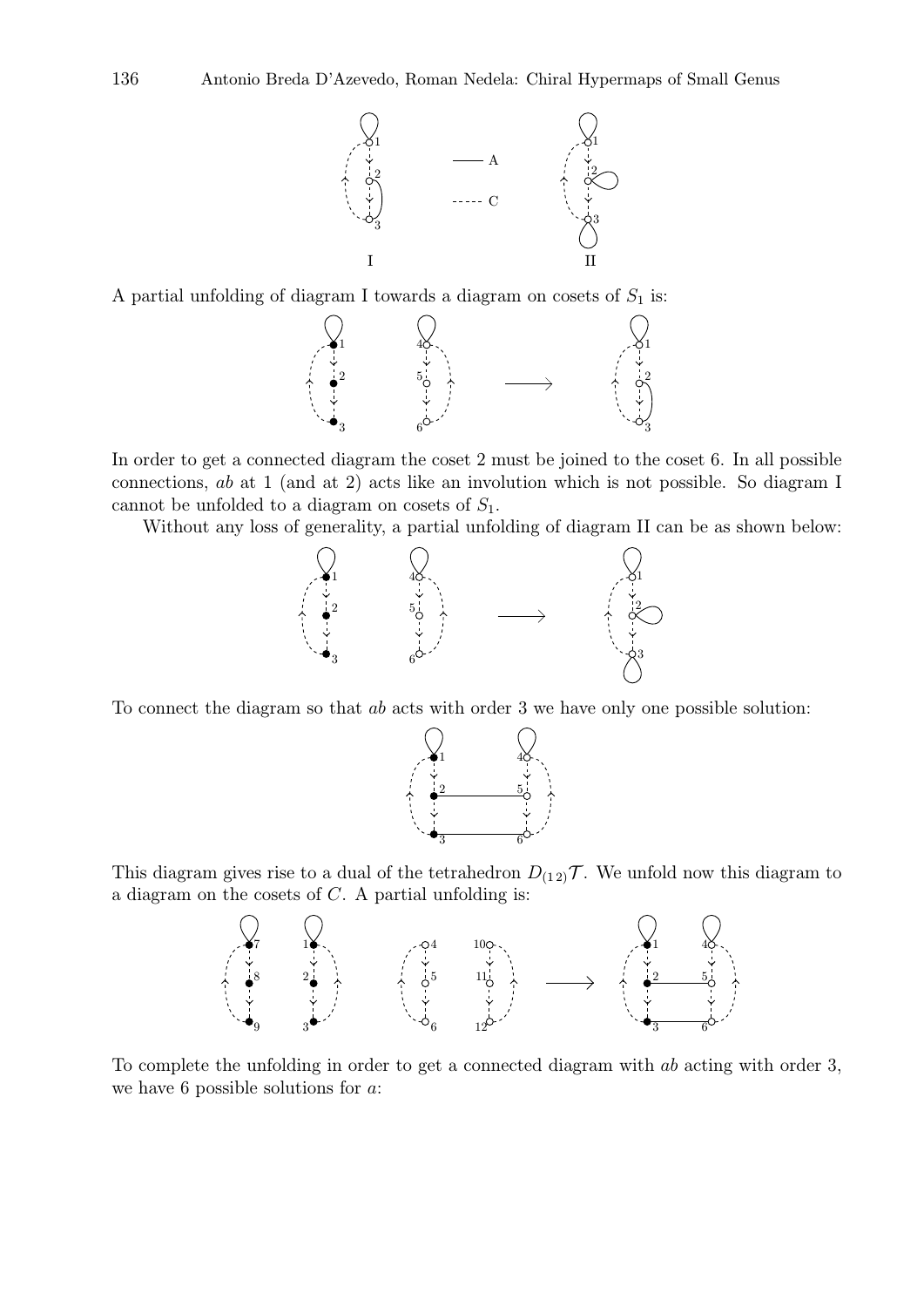A partial unfolding of diagram I towards a diagram on cosets of $S_1$ is:

In order to get a connected diagram the coset 2 must be joined to the coset 6. In all possible connections, $ab$ at 1 (and at 2) acts like an involution which is not possible. So diagram I cannot be unfolded to a diagram on cosets of $S_1$.

Without any loss of generality, a partial unfolding of diagram II can be as shown below:

To connect the diagram so that $ab$ acts with order 3 we have only one possible solution:

This diagram gives rise to a dual of the tetrahedron $D_{(1\,2)}\mathcal{T}$. We unfold now this diagram to a diagram on the cosets of $C$. A partial unfolding is:

To complete the unfolding in order to get a connected diagram with $ab$ acting with order 3, we have 6 possible solutions for $a$: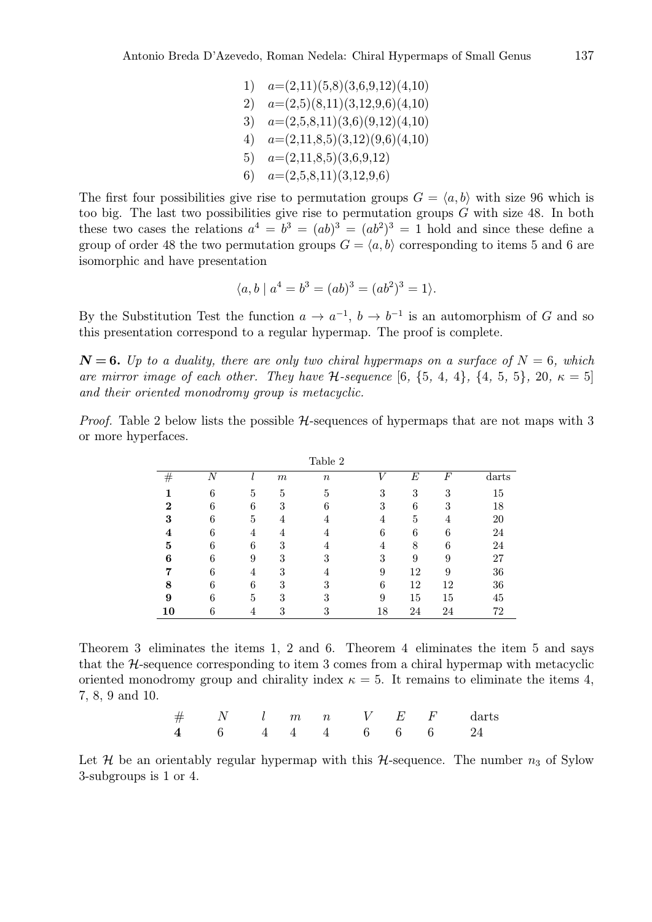1) $a$=(2,11)(5,8)(3,6,9,12)(4,10)
2) $a$=(2,5)(8,11)(3,12,9,6)(4,10)
3) $a$=(2,5,8,11)(3,6)(9,12)(4,10)
4) $a$=(2,11,8,5)(3,12)(9,6)(4,10)
5) $a$=(2,11,8,5)(3,6,9,12)
6) $a$=(2,5,8,11)(3,12,9,6)

The first four possibilities give rise to permutation groups $G = \langle a, b\rangle$ with size 96 which is too big. The last two possibilities give rise to permutation groups $G$ with size 48. In both these two cases the relations $a^4 = b^3 = (ab)^3 = (ab^2)^3 = 1$ hold and since these define a group of order 48 the two permutation groups $G = \langle a, b\rangle$ corresponding to items 5 and 6 are isomorphic and have presentation

$$\langle a, b \mid a^4 = b^3 = (ab)^3 = (ab^2)^3 = 1\rangle.$$

By the Substitution Test the function $a \to a^{-1}$, $b \to b^{-1}$ is an automorphism of $G$ and so this presentation correspond to a regular hypermap. The proof is complete.

$\boldsymbol{N = 6.}$ *Up to a duality, there are only two chiral hypermaps on a surface of* $N = 6$*, which are mirror image of each other. They have* $\mathcal{H}$*-sequence* [6, {5, 4, 4}, {4, 5, 5}, 20, $\kappa = 5$] *and their oriented monodromy group is metacyclic.*

*Proof.* Table 2 below lists the possible $\mathcal{H}$-sequences of hypermaps that are not maps with 3 or more hyperfaces.

Table 2

| # | $N$ | $l$ | $m$ | $n$ | $V$ | $E$ | $F$ | darts |
|---|---|---|---|---|---|---|---|---|
| **1** | 6 | 5 | 5 | 5 | 3 | 3 | 3 | 15 |
| **2** | 6 | 6 | 3 | 6 | 3 | 6 | 3 | 18 |
| **3** | 6 | 5 | 4 | 4 | 4 | 5 | 4 | 20 |
| **4** | 6 | 4 | 4 | 4 | 6 | 6 | 6 | 24 |
| **5** | 6 | 6 | 3 | 4 | 4 | 8 | 6 | 24 |
| **6** | 6 | 9 | 3 | 3 | 3 | 9 | 9 | 27 |
| **7** | 6 | 4 | 3 | 4 | 9 | 12 | 9 | 36 |
| **8** | 6 | 6 | 3 | 3 | 6 | 12 | 12 | 36 |
| **9** | 6 | 5 | 3 | 3 | 9 | 15 | 15 | 45 |
| **10** | 6 | 4 | 3 | 3 | 18 | 24 | 24 | 72 |

Theorem 3 eliminates the items 1, 2 and 6. Theorem 4 eliminates the item 5 and says that the $\mathcal{H}$-sequence corresponding to item 3 comes from a chiral hypermap with metacyclic oriented monodromy group and chirality index $\kappa = 5$. It remains to eliminate the items 4, 7, 8, 9 and 10.

| # | $N$ | $l$ | $m$ | $n$ | $V$ | $E$ | $F$ | darts |
|---|---|---|---|---|---|---|---|---|
| **4** | 6 | 4 | 4 | 4 | 6 | 6 | 6 | 24 |

Let $\mathcal{H}$ be an orientably regular hypermap with this $\mathcal{H}$-sequence. The number $n_3$ of Sylow 3-subgroups is 1 or 4.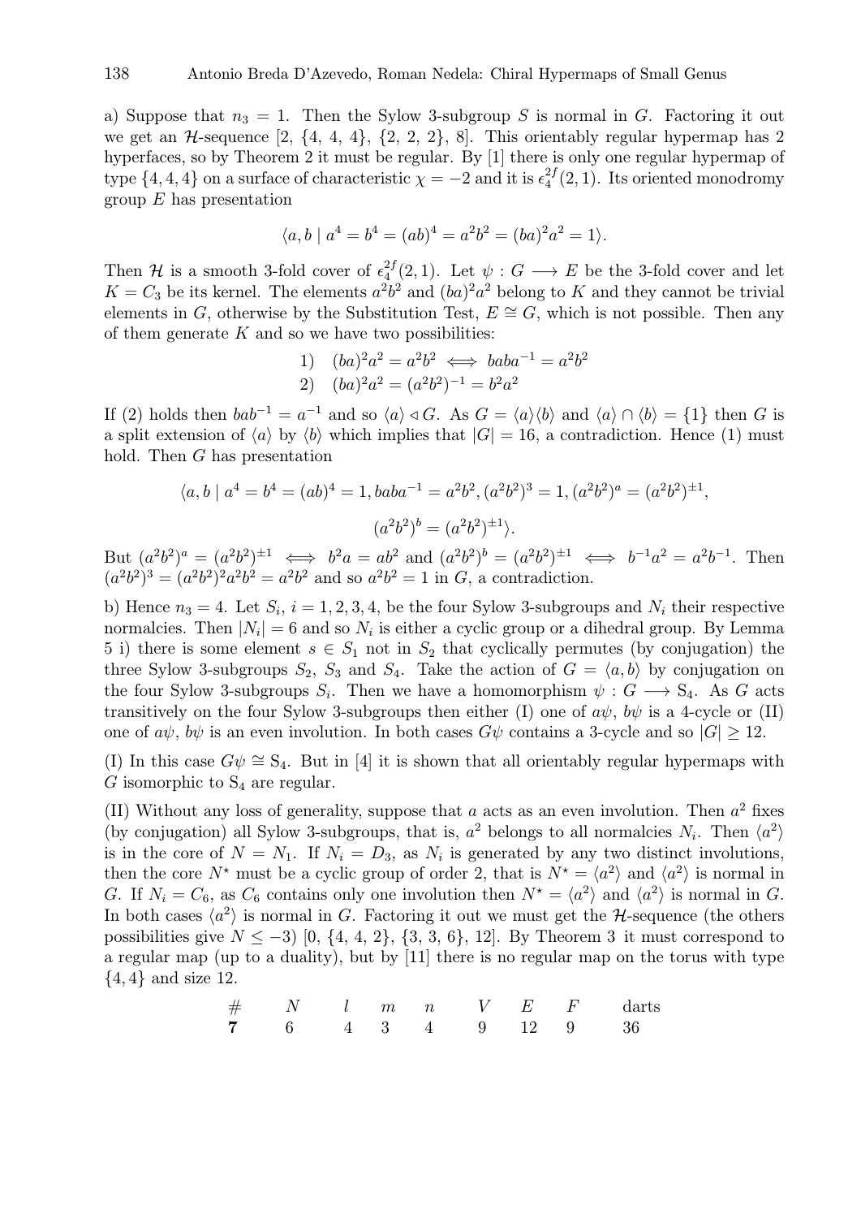a) Suppose that $n_3 = 1$. Then the Sylow 3-subgroup $S$ is normal in $G$. Factoring it out we get an $\mathcal{H}$-sequence [2, {4, 4, 4}, {2, 2, 2}, 8]. This orientably regular hypermap has 2 hyperfaces, so by Theorem 2 it must be regular. By [1] there is only one regular hypermap of type $\{4, 4, 4\}$ on a surface of characteristic $\chi = -2$ and it is $\epsilon_4^{2f}(2, 1)$. Its oriented monodromy group $E$ has presentation

$$\langle a, b \mid a^4 = b^4 = (ab)^4 = a^2b^2 = (ba)^2a^2 = 1\rangle.$$

Then $\mathcal{H}$ is a smooth 3-fold cover of $\epsilon_4^{2f}(2, 1)$. Let $\psi : G \longrightarrow E$ be the 3-fold cover and let $K = C_3$ be its kernel. The elements $a^2b^2$ and $(ba)^2a^2$ belong to $K$ and they cannot be trivial elements in $G$, otherwise by the Substitution Test, $E \cong G$, which is not possible. Then any of them generate $K$ and so we have two possibilities:

$$\begin{aligned} &1) \quad (ba)^2a^2 = a^2b^2 \iff baba^{-1} = a^2b^2 \\ &2) \quad (ba)^2a^2 = (a^2b^2)^{-1} = b^2a^2 \end{aligned}$$

If (2) holds then $bab^{-1} = a^{-1}$ and so $\langle a \rangle \lhd G$. As $G = \langle a \rangle\langle b \rangle$ and $\langle a \rangle \cap \langle b \rangle = \{1\}$ then $G$ is a split extension of $\langle a \rangle$ by $\langle b \rangle$ which implies that $|G| = 16$, a contradiction. Hence (1) must hold. Then $G$ has presentation

$$\langle a, b \mid a^4 = b^4 = (ab)^4 = 1, baba^{-1} = a^2b^2, (a^2b^2)^3 = 1, (a^2b^2)^a = (a^2b^2)^{\pm 1},$$
$$(a^2b^2)^b = (a^2b^2)^{\pm 1}\rangle.$$

But $(a^2b^2)^a = (a^2b^2)^{\pm 1} \iff b^2a = ab^2$ and $(a^2b^2)^b = (a^2b^2)^{\pm 1} \iff b^{-1}a^2 = a^2b^{-1}$. Then $(a^2b^2)^3 = (a^2b^2)^2a^2b^2 = a^2b^2$ and so $a^2b^2 = 1$ in $G$, a contradiction.

b) Hence $n_3 = 4$. Let $S_i$, $i = 1, 2, 3, 4$, be the four Sylow 3-subgroups and $N_i$ their respective normalcies. Then $|N_i| = 6$ and so $N_i$ is either a cyclic group or a dihedral group. By Lemma 5 i) there is some element $s \in S_1$ not in $S_2$ that cyclically permutes (by conjugation) the three Sylow 3-subgroups $S_2$, $S_3$ and $S_4$. Take the action of $G = \langle a, b\rangle$ by conjugation on the four Sylow 3-subgroups $S_i$. Then we have a homomorphism $\psi : G \longrightarrow S_4$. As $G$ acts transitively on the four Sylow 3-subgroups then either (I) one of $a\psi$, $b\psi$ is a 4-cycle or (II) one of $a\psi$, $b\psi$ is an even involution. In both cases $G\psi$ contains a 3-cycle and so $|G| \geq 12$.

(I) In this case $G\psi \cong S_4$. But in [4] it is shown that all orientably regular hypermaps with $G$ isomorphic to $S_4$ are regular.

(II) Without any loss of generality, suppose that $a$ acts as an even involution. Then $a^2$ fixes (by conjugation) all Sylow 3-subgroups, that is, $a^2$ belongs to all normalcies $N_i$. Then $\langle a^2 \rangle$ is in the core of $N = N_1$. If $N_i = D_3$, as $N_i$ is generated by any two distinct involutions, then the core $N^\star$ must be a cyclic group of order 2, that is $N^\star = \langle a^2 \rangle$ and $\langle a^2 \rangle$ is normal in $G$. If $N_i = C_6$, as $C_6$ contains only one involution then $N^\star = \langle a^2 \rangle$ and $\langle a^2 \rangle$ is normal in $G$. In both cases $\langle a^2 \rangle$ is normal in $G$. Factoring it out we must get the $\mathcal{H}$-sequence (the others possibilities give $N \leq -3$) [0, {4, 4, 2}, {3, 3, 6}, 12]. By Theorem 3 it must correspond to a regular map (up to a duality), but by [11] there is no regular map on the torus with type $\{4, 4\}$ and size 12.

| # | $N$ | $l$ | $m$ | $n$ | $V$ | $E$ | $F$ | darts |
|---|---|---|---|---|---|---|---|---|
| **7** | 6 | 4 | 3 | 4 | 9 | 12 | 9 | 36 |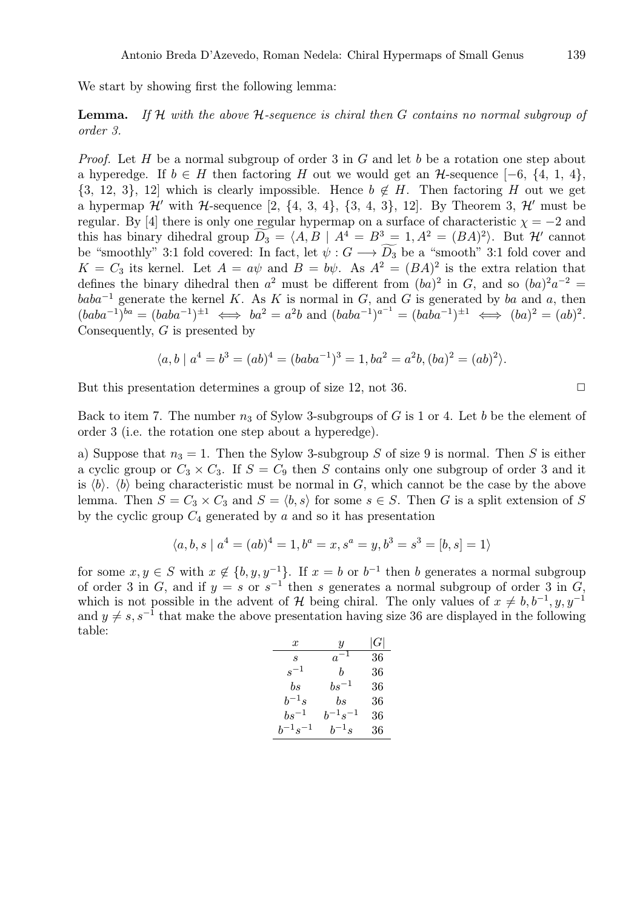We start by showing first the following lemma:

**Lemma.** *If $\mathcal{H}$ with the above $\mathcal{H}$-sequence is chiral then $G$ contains no normal subgroup of order 3.*

*Proof.* Let $H$ be a normal subgroup of order 3 in $G$ and let $b$ be a rotation one step about a hyperedge. If $b \in H$ then factoring $H$ out we would get an $\mathcal{H}$-sequence $[-6, \{4, 1, 4\}, \{3, 12, 3\}, 12]$ which is clearly impossible. Hence $b \notin H$. Then factoring $H$ out we get a hypermap $\mathcal{H}'$ with $\mathcal{H}$-sequence $[2, \{4, 3, 4\}, \{3, 4, 3\}, 12]$. By Theorem 3, $\mathcal{H}'$ must be regular. By [4] there is only one regular hypermap on a surface of characteristic $\chi = -2$ and this has binary dihedral group $\widetilde{D_3} = \langle A, B \mid A^4 = B^3 = 1, A^2 = (BA)^2 \rangle$. But $\mathcal{H}'$ cannot be "smoothly" 3:1 fold covered: In fact, let $\psi : G \longrightarrow \widetilde{D_3}$ be a "smooth" 3:1 fold cover and $K = C_3$ its kernel. Let $A = a\psi$ and $B = b\psi$. As $A^2 = (BA)^2$ is the extra relation that defines the binary dihedral then $a^2$ must be different from $(ba)^2$ in $G$, and so $(ba)^2 a^{-2} = baba^{-1}$ generate the kernel $K$. As $K$ is normal in $G$, and $G$ is generated by $ba$ and $a$, then $(baba^{-1})^{ba} = (baba^{-1})^{\pm 1} \iff ba^2 = a^2 b$ and $(baba^{-1})^{a^{-1}} = (baba^{-1})^{\pm 1} \iff (ba)^2 = (ab)^2$. Consequently, $G$ is presented by

$$\langle a, b \mid a^4 = b^3 = (ab)^4 = (baba^{-1})^3 = 1, ba^2 = a^2 b, (ba)^2 = (ab)^2 \rangle.$$

But this presentation determines a group of size 12, not 36. $\square$

Back to item 7. The number $n_3$ of Sylow 3-subgroups of $G$ is 1 or 4. Let $b$ be the element of order 3 (i.e. the rotation one step about a hyperedge).

a) Suppose that $n_3 = 1$. Then the Sylow 3-subgroup $S$ of size 9 is normal. Then $S$ is either a cyclic group or $C_3 \times C_3$. If $S = C_9$ then $S$ contains only one subgroup of order 3 and it is $\langle b \rangle$. $\langle b \rangle$ being characteristic must be normal in $G$, which cannot be the case by the above lemma. Then $S = C_3 \times C_3$ and $S = \langle b, s \rangle$ for some $s \in S$. Then $G$ is a split extension of $S$ by the cyclic group $C_4$ generated by $a$ and so it has presentation

$$\langle a, b, s \mid a^4 = (ab)^4 = 1, b^a = x, s^a = y, b^3 = s^3 = [b, s] = 1 \rangle$$

for some $x, y \in S$ with $x \notin \{b, y, y^{-1}\}$. If $x = b$ or $b^{-1}$ then $b$ generates a normal subgroup of order 3 in $G$, and if $y = s$ or $s^{-1}$ then $s$ generates a normal subgroup of order 3 in $G$, which is not possible in the advent of $\mathcal{H}$ being chiral. The only values of $x \neq b, b^{-1}, y, y^{-1}$ and $y \neq s, s^{-1}$ that make the above presentation having size 36 are displayed in the following table:

| $x$ | $y$ | $\lvert G\rvert$ |
|---|---|---|
| $s$ | $a^{-1}$ | 36 |
| $s^{-1}$ | $b$ | 36 |
| $bs$ | $bs^{-1}$ | 36 |
| $b^{-1}s$ | $bs$ | 36 |
| $bs^{-1}$ | $b^{-1}s^{-1}$ | 36 |
| $b^{-1}s^{-1}$ | $b^{-1}s$ | 36 |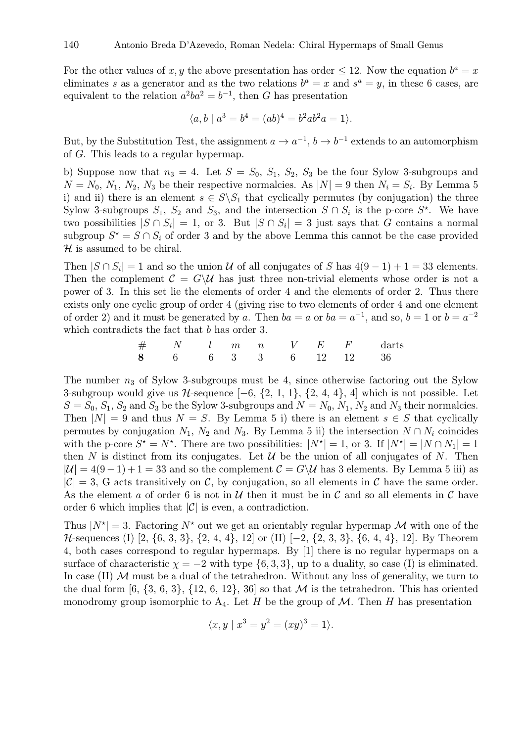For the other values of $x, y$ the above presentation has order $\leq 12$. Now the equation $b^a = x$ eliminates $s$ as a generator and as the two relations $b^a = x$ and $s^a = y$, in these 6 cases, are equivalent to the relation $a^2ba^2 = b^{-1}$, then $G$ has presentation

$$\langle a, b \mid a^3 = b^4 = (ab)^4 = b^2ab^2a = 1 \rangle.$$

But, by the Substitution Test, the assignment $a \to a^{-1}$, $b \to b^{-1}$ extends to an automorphism of $G$. This leads to a regular hypermap.

b) Suppose now that $n_3 = 4$. Let $S = S_0$, $S_1$, $S_2$, $S_3$ be the four Sylow 3-subgroups and $N = N_0$, $N_1$, $N_2$, $N_3$ be their respective normalcies. As $|N| = 9$ then $N_i = S_i$. By Lemma 5 i) and ii) there is an element $s \in S \backslash S_1$ that cyclically permutes (by conjugation) the three Sylow 3-subgroups $S_1$, $S_2$ and $S_3$, and the intersection $S \cap S_i$ is the p-core $S^\star$. We have two possibilities $|S \cap S_i| = 1$, or 3. But $|S \cap S_i| = 3$ just says that $G$ contains a normal subgroup $S^\star = S \cap S_i$ of order 3 and by the above Lemma this cannot be the case provided $\mathcal{H}$ is assumed to be chiral.

Then $|S \cap S_i| = 1$ and so the union $\mathcal{U}$ of all conjugates of $S$ has $4(9-1)+1 = 33$ elements. Then the complement $\mathcal{C} = G \backslash \mathcal{U}$ has just three non-trivial elements whose order is not a power of 3. In this set lie the elements of order 4 and the elements of order 2. Thus there exists only one cyclic group of order 4 (giving rise to two elements of order 4 and one element of order 2) and it must be generated by $a$. Then $ba = a$ or $ba = a^{-1}$, and so, $b = 1$ or $b = a^{-2}$ which contradicts the fact that $b$ has order 3.

| # | $N$ | $l$ | $m$ | $n$ | $V$ | $E$ | $F$ | darts |
|---|---|---|---|---|---|---|---|---|
| **8** | 6 | 6 | 3 | 3 | 6 | 12 | 12 | 36 |

The number $n_3$ of Sylow 3-subgroups must be 4, since otherwise factoring out the Sylow 3-subgroup would give us $\mathcal{H}$-sequence $[-6, \{2, 1, 1\}, \{2, 4, 4\}, 4]$ which is not possible. Let $S = S_0$, $S_1$, $S_2$ and $S_3$ be the Sylow 3-subgroups and $N = N_0$, $N_1$, $N_2$ and $N_3$ their normalcies. Then $|N| = 9$ and thus $N = S$. By Lemma 5 i) there is an element $s \in S$ that cyclically permutes by conjugation $N_1$, $N_2$ and $N_3$. By Lemma 5 ii) the intersection $N \cap N_i$ coincides with the p-core $S^\star = N^\star$. There are two possibilities: $|N^\star| = 1$, or 3. If $|N^\star| = |N \cap N_1| = 1$ then $N$ is distinct from its conjugates. Let $\mathcal{U}$ be the union of all conjugates of $N$. Then $|\mathcal{U}| = 4(9-1)+1 = 33$ and so the complement $\mathcal{C} = G \backslash \mathcal{U}$ has 3 elements. By Lemma 5 iii) as $|\mathcal{C}| = 3$, G acts transitively on $\mathcal{C}$, by conjugation, so all elements in $\mathcal{C}$ have the same order. As the element $a$ of order 6 is not in $\mathcal{U}$ then it must be in $\mathcal{C}$ and so all elements in $\mathcal{C}$ have order 6 which implies that $|\mathcal{C}|$ is even, a contradiction.

Thus $|N^\star| = 3$. Factoring $N^\star$ out we get an orientably regular hypermap $\mathcal{M}$ with one of the $\mathcal{H}$-sequences (I) $[2, \{6, 3, 3\}, \{2, 4, 4\}, 12]$ or (II) $[-2, \{2, 3, 3\}, \{6, 4, 4\}, 12]$. By Theorem 4, both cases correspond to regular hypermaps. By [1] there is no regular hypermaps on a surface of characteristic $\chi = -2$ with type $\{6, 3, 3\}$, up to a duality, so case (I) is eliminated. In case (II) $\mathcal{M}$ must be a dual of the tetrahedron. Without any loss of generality, we turn to the dual form $[6, \{3, 6, 3\}, \{12, 6, 12\}, 36]$ so that $\mathcal{M}$ is the tetrahedron. This has oriented monodromy group isomorphic to $A_4$. Let $H$ be the group of $\mathcal{M}$. Then $H$ has presentation

$$\langle x, y \mid x^3 = y^2 = (xy)^3 = 1 \rangle.$$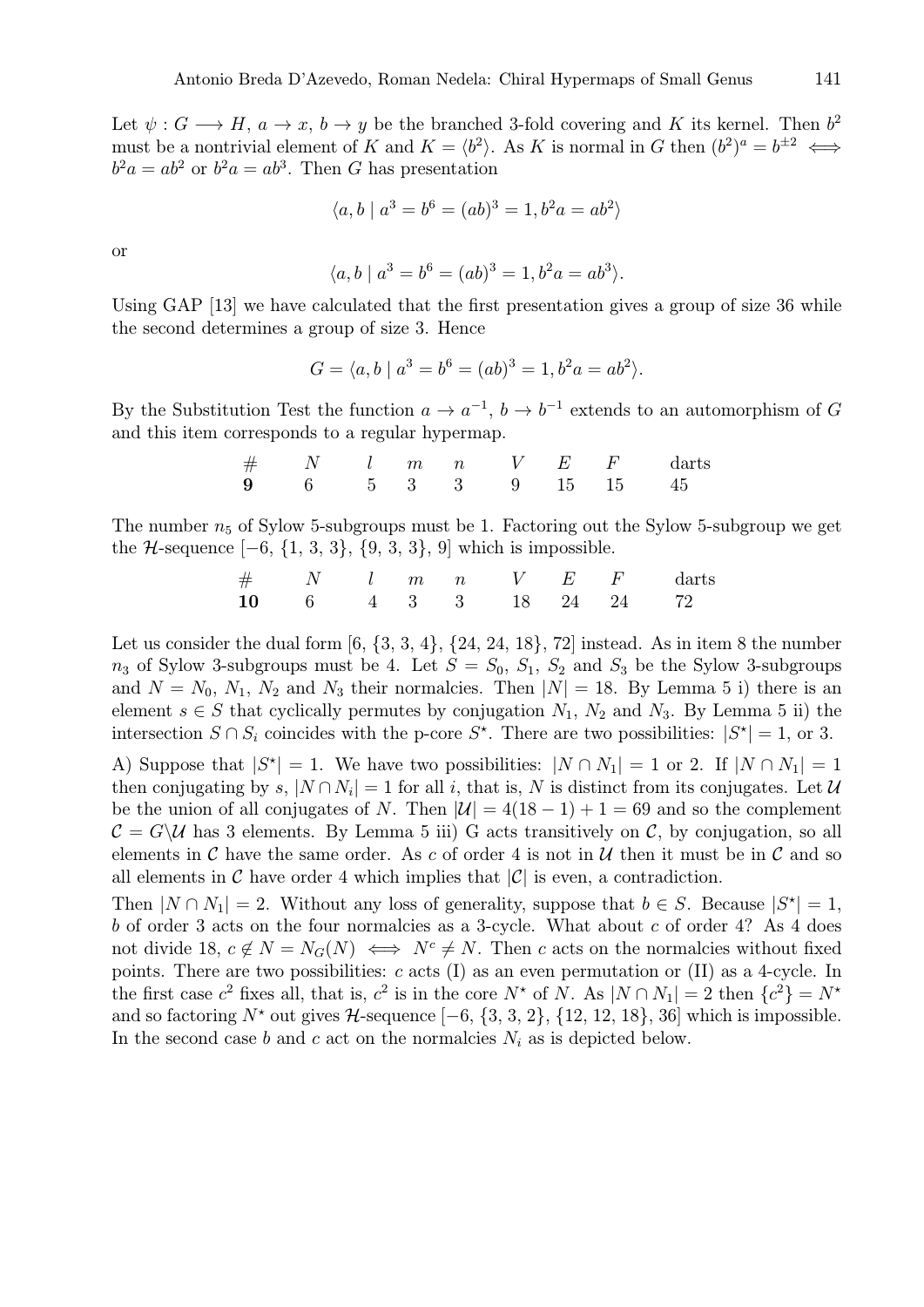Let $\psi : G \longrightarrow H$, $a \to x$, $b \to y$ be the branched 3-fold covering and $K$ its kernel. Then $b^2$ must be a nontrivial element of $K$ and $K = \langle b^2 \rangle$. As $K$ is normal in $G$ then $(b^2)^a = b^{\pm 2} \iff b^2 a = ab^2$ or $b^2 a = ab^3$. Then $G$ has presentation

$$\langle a, b \mid a^3 = b^6 = (ab)^3 = 1, b^2 a = ab^2 \rangle$$

or

$$\langle a, b \mid a^3 = b^6 = (ab)^3 = 1, b^2 a = ab^3 \rangle.$$

Using GAP [13] we have calculated that the first presentation gives a group of size 36 while the second determines a group of size 3. Hence

$$G = \langle a, b \mid a^3 = b^6 = (ab)^3 = 1, b^2 a = ab^2 \rangle.$$

By the Substitution Test the function $a \to a^{-1}$, $b \to b^{-1}$ extends to an automorphism of $G$ and this item corresponds to a regular hypermap.

| # | $N$ | $l$ | $m$ | $n$ | $V$ | $E$ | $F$ | darts |
|---|---|---|---|---|---|---|---|---|
| **9** | 6 | 5 | 3 | 3 | 9 | 15 | 15 | 45 |

The number $n_5$ of Sylow 5-subgroups must be 1. Factoring out the Sylow 5-subgroup we get the $\mathcal{H}$-sequence $[-6, \{1, 3, 3\}, \{9, 3, 3\}, 9]$ which is impossible.

| # | $N$ | $l$ | $m$ | $n$ | $V$ | $E$ | $F$ | darts |
|---|---|---|---|---|---|---|---|---|
| **10** | 6 | 4 | 3 | 3 | 18 | 24 | 24 | 72 |

Let us consider the dual form $[6, \{3, 3, 4\}, \{24, 24, 18\}, 72]$ instead. As in item 8 the number $n_3$ of Sylow 3-subgroups must be 4. Let $S = S_0$, $S_1$, $S_2$ and $S_3$ be the Sylow 3-subgroups and $N = N_0$, $N_1$, $N_2$ and $N_3$ their normalcies. Then $|N| = 18$. By Lemma 5 i) there is an element $s \in S$ that cyclically permutes by conjugation $N_1$, $N_2$ and $N_3$. By Lemma 5 ii) the intersection $S \cap S_i$ coincides with the p-core $S^\star$. There are two possibilities: $|S^\star| = 1$, or 3.

A) Suppose that $|S^\star| = 1$. We have two possibilities: $|N \cap N_1| = 1$ or 2. If $|N \cap N_1| = 1$ then conjugating by $s$, $|N \cap N_i| = 1$ for all $i$, that is, $N$ is distinct from its conjugates. Let $\mathcal{U}$ be the union of all conjugates of $N$. Then $|\mathcal{U}| = 4(18 - 1) + 1 = 69$ and so the complement $\mathcal{C} = G \backslash \mathcal{U}$ has 3 elements. By Lemma 5 iii) G acts transitively on $\mathcal{C}$, by conjugation, so all elements in $\mathcal{C}$ have the same order. As $c$ of order 4 is not in $\mathcal{U}$ then it must be in $\mathcal{C}$ and so all elements in $\mathcal{C}$ have order 4 which implies that $|\mathcal{C}|$ is even, a contradiction.

Then $|N \cap N_1| = 2$. Without any loss of generality, suppose that $b \in S$. Because $|S^\star| = 1$, $b$ of order 3 acts on the four normalcies as a 3-cycle. What about $c$ of order 4? As 4 does not divide 18, $c \notin N = N_G(N) \iff N^c \neq N$. Then $c$ acts on the normalcies without fixed points. There are two possibilities: $c$ acts (I) as an even permutation or (II) as a 4-cycle. In the first case $c^2$ fixes all, that is, $c^2$ is in the core $N^\star$ of $N$. As $|N \cap N_1| = 2$ then $\{c^2\} = N^\star$ and so factoring $N^\star$ out gives $\mathcal{H}$-sequence $[-6, \{3, 3, 2\}, \{12, 12, 18\}, 36]$ which is impossible. In the second case $b$ and $c$ act on the normalcies $N_i$ as is depicted below.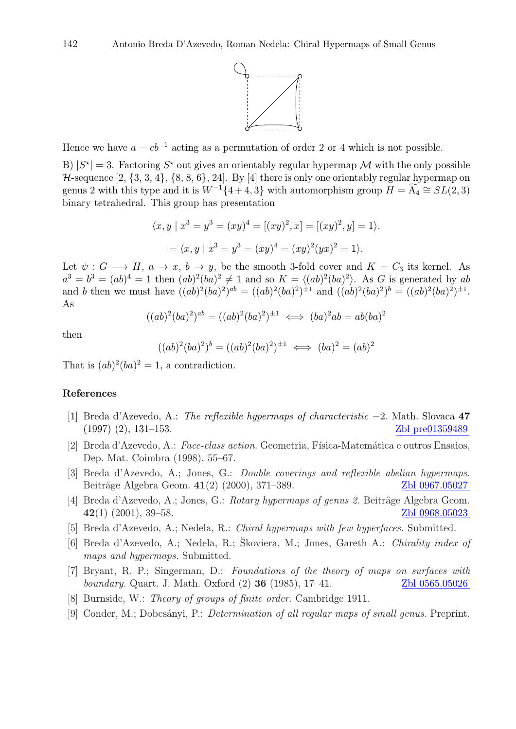Hence we have $a = cb^{-1}$ acting as a permutation of order 2 or 4 which is not possible.

B) $|S^\star| = 3$. Factoring $S^\star$ out gives an orientably regular hypermap $\mathcal{M}$ with the only possible $\mathcal{H}$-sequence $[2, \{3, 3, 4\}, \{8, 8, 6\}, 24]$. By [4] there is only one orientably regular hypermap on genus 2 with this type and it is $W^{-1}\{4+4, 3\}$ with automorphism group $H = \widetilde{A_4} \cong SL(2, 3)$ binary tetrahedral. This group has presentation

$$\langle x, y \mid x^3 = y^3 = (xy)^4 = [(xy)^2, x] = [(xy)^2, y] = 1\rangle.$$

$$= \langle x, y \mid x^3 = y^3 = (xy)^4 = (xy)^2(yx)^2 = 1\rangle.$$

Let $\psi : G \longrightarrow H$, $a \to x$, $b \to y$, be the smooth 3-fold cover and $K = C_3$ its kernel. As $a^3 = b^3 = (ab)^4 = 1$ then $(ab)^2(ba)^2 \neq 1$ and so $K = \langle (ab)^2(ba)^2\rangle$. As $G$ is generated by $ab$ and $b$ then we must have $((ab)^2(ba)^2)^{ab} = ((ab)^2(ba)^2)^{\pm 1}$ and $((ab)^2(ba)^2)^b = ((ab)^2(ba)^2)^{\pm 1}$. As

$$((ab)^2(ba)^2)^{ab} = ((ab)^2(ba)^2)^{\pm 1} \iff (ba)^2ab = ab(ba)^2$$

then

$$((ab)^2(ba)^2)^b = ((ab)^2(ba)^2)^{\pm 1} \iff (ba)^2 = (ab)^2$$

That is $(ab)^2(ba)^2 = 1$, a contradiction.

## References

[1] Breda d'Azevedo, A.: *The reflexible hypermaps of characteristic −2.* Math. Slovaca **47** (1997) (2), 131–153. Zbl pre01359489

[2] Breda d'Azevedo, A.: *Face-class action.* Geometria, Física-Matemática e outros Ensaios, Dep. Mat. Coimbra (1998), 55–67.

[3] Breda d'Azevedo, A.; Jones, G.: *Double coverings and reflexible abelian hypermaps.* Beiträge Algebra Geom. **41**(2) (2000), 371–389. Zbl 0967.05027

[4] Breda d'Azevedo, A.; Jones, G.: *Rotary hypermaps of genus 2.* Beiträge Algebra Geom. **42**(1) (2001), 39–58. Zbl 0968.05023

[5] Breda d'Azevedo, A.; Nedela, R.: *Chiral hypermaps with few hyperfaces.* Submitted.

[6] Breda d'Azevedo, A.; Nedela, R.; Škoviera, M.; Jones, Gareth A.: *Chirality index of maps and hypermaps.* Submitted.

[7] Bryant, R. P.; Singerman, D.: *Foundations of the theory of maps on surfaces with boundary.* Quart. J. Math. Oxford (2) **36** (1985), 17–41. Zbl 0565.05026

[8] Burnside, W.: *Theory of groups of finite order.* Cambridge 1911.

[9] Conder, M.; Dobcsányi, P.: *Determination of all regular maps of small genus.* Preprint.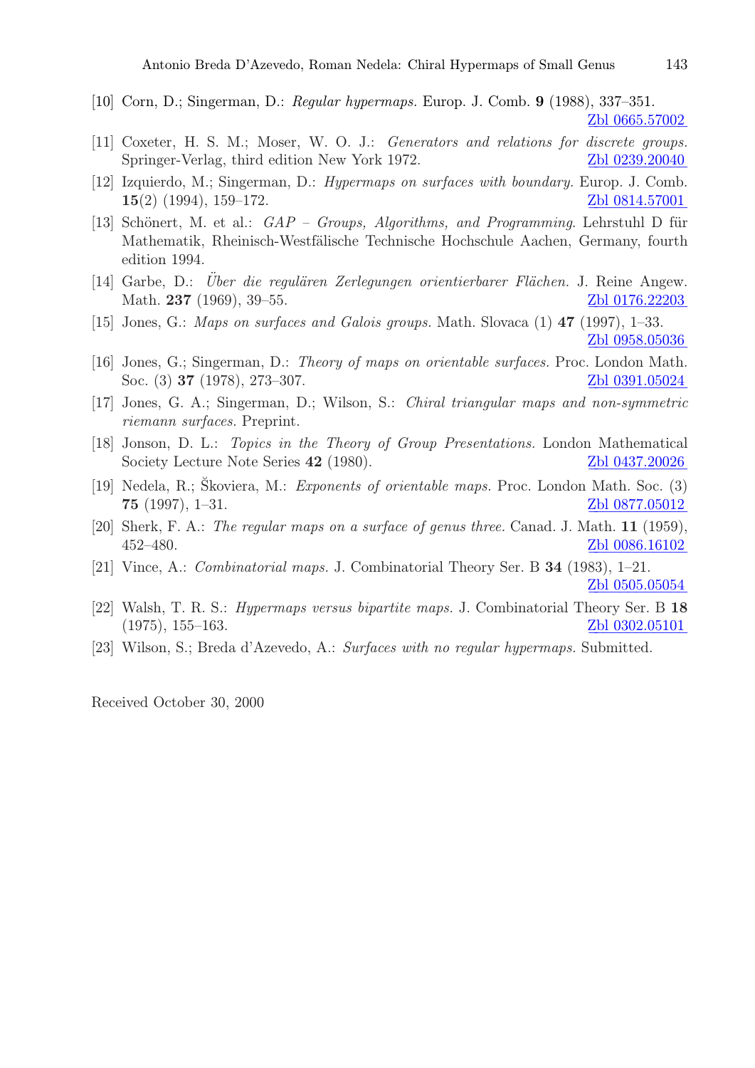[10] Corn, D.; Singerman, D.: *Regular hypermaps.* Europ. J. Comb. **9** (1988), 337–351. Zbl 0665.57002

[11] Coxeter, H. S. M.; Moser, W. O. J.: *Generators and relations for discrete groups.* Springer-Verlag, third edition New York 1972. Zbl 0239.20040

[12] Izquierdo, M.; Singerman, D.: *Hypermaps on surfaces with boundary.* Europ. J. Comb. **15**(2) (1994), 159–172. Zbl 0814.57001

[13] Schönert, M. et al.: *GAP – Groups, Algorithms, and Programming.* Lehrstuhl D für Mathematik, Rheinisch-Westfälische Technische Hochschule Aachen, Germany, fourth edition 1994.

[14] Garbe, D.: *Über die regulären Zerlegungen orientierbarer Flächen.* J. Reine Angew. Math. **237** (1969), 39–55. Zbl 0176.22203

[15] Jones, G.: *Maps on surfaces and Galois groups.* Math. Slovaca (1) **47** (1997), 1–33. Zbl 0958.05036

[16] Jones, G.; Singerman, D.: *Theory of maps on orientable surfaces.* Proc. London Math. Soc. (3) **37** (1978), 273–307. Zbl 0391.05024

[17] Jones, G. A.; Singerman, D.; Wilson, S.: *Chiral triangular maps and non-symmetric riemann surfaces.* Preprint.

[18] Jonson, D. L.: *Topics in the Theory of Group Presentations.* London Mathematical Society Lecture Note Series **42** (1980). Zbl 0437.20026

[19] Nedela, R.; Škoviera, M.: *Exponents of orientable maps.* Proc. London Math. Soc. (3) **75** (1997), 1–31. Zbl 0877.05012

[20] Sherk, F. A.: *The regular maps on a surface of genus three.* Canad. J. Math. **11** (1959), 452–480. Zbl 0086.16102

[21] Vince, A.: *Combinatorial maps.* J. Combinatorial Theory Ser. B **34** (1983), 1–21. Zbl 0505.05054

[22] Walsh, T. R. S.: *Hypermaps versus bipartite maps.* J. Combinatorial Theory Ser. B **18** (1975), 155–163. Zbl 0302.05101

[23] Wilson, S.; Breda d'Azevedo, A.: *Surfaces with no regular hypermaps.* Submitted.

Received October 30, 2000